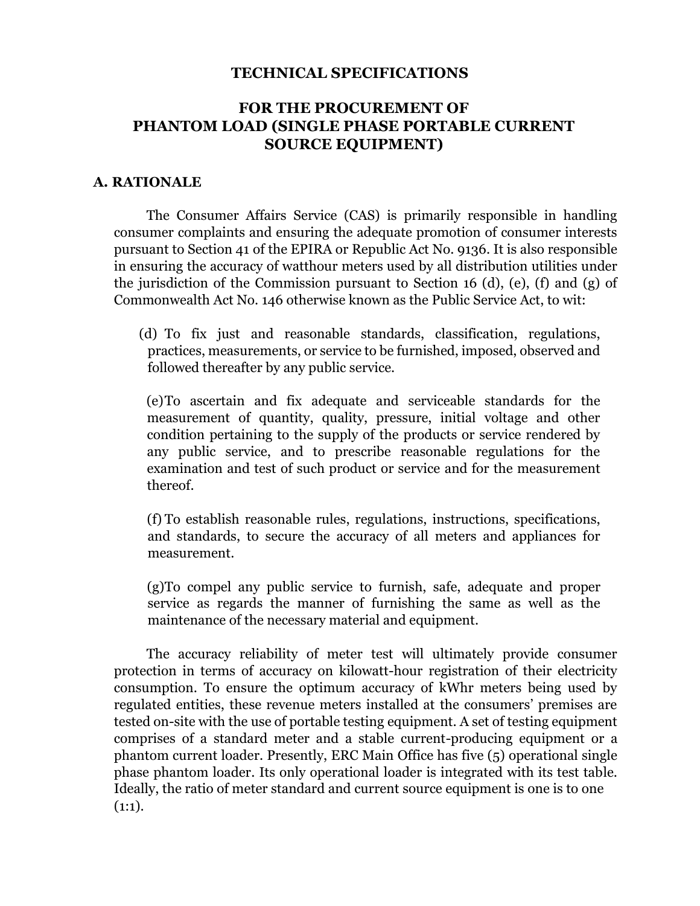# TECHNICAL SPECIFICATIONS

## FOR THE PROCUREMENT OF PHANTOM LOAD (SINGLE PHASE PORTABLE CURRENT SOURCE EQUIPMENT)

### A. RATIONALE

The Consumer Affairs Service (CAS) is primarily responsible in handling consumer complaints and ensuring the adequate promotion of consumer interests pursuant to Section 41 of the EPIRA or Republic Act No. 9136. It is also responsible in ensuring the accuracy of watthour meters used by all distribution utilities under the jurisdiction of the Commission pursuant to Section 16 (d), (e), (f) and (g) of Commonwealth Act No. 146 otherwise known as the Public Service Act, to wit:

> (d) To fix just and reasonable standards, classification, regulations, practices, measurements, or service to be furnished, imposed, observed and followed thereafter by any public service.
>
> (e) To ascertain and fix adequate and serviceable standards for the measurement of quantity, quality, pressure, initial voltage and other condition pertaining to the supply of the products or service rendered by any public service, and to prescribe reasonable regulations for the examination and test of such product or service and for the measurement thereof.
>
> (f) To establish reasonable rules, regulations, instructions, specifications, and standards, to secure the accuracy of all meters and appliances for measurement.
>
> (g) To compel any public service to furnish, safe, adequate and proper service as regards the manner of furnishing the same as well as the maintenance of the necessary material and equipment.

The accuracy reliability of meter test will ultimately provide consumer protection in terms of accuracy on kilowatt-hour registration of their electricity consumption. To ensure the optimum accuracy of kWhr meters being used by regulated entities, these revenue meters installed at the consumers' premises are tested on-site with the use of portable testing equipment. A set of testing equipment comprises of a standard meter and a stable current-producing equipment or a phantom current loader. Presently, ERC Main Office has five (5) operational single phase phantom loader. Its only operational loader is integrated with its test table. Ideally, the ratio of meter standard and current source equipment is one is to one (1:1).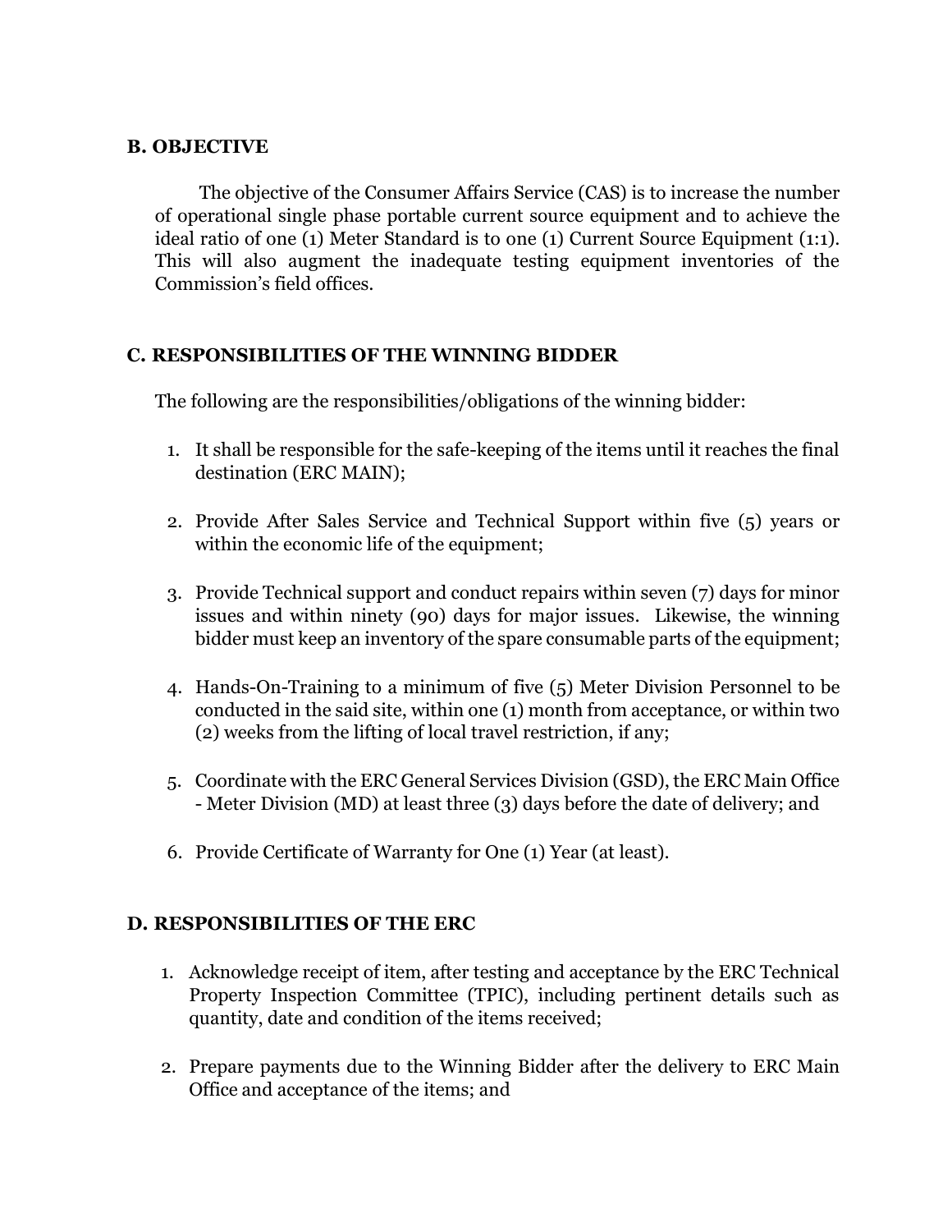## B. OBJECTIVE

The objective of the Consumer Affairs Service (CAS) is to increase the number of operational single phase portable current source equipment and to achieve the ideal ratio of one (1) Meter Standard is to one (1) Current Source Equipment (1:1). This will also augment the inadequate testing equipment inventories of the Commission's field offices.

## C. RESPONSIBILITIES OF THE WINNING BIDDER

The following are the responsibilities/obligations of the winning bidder:

1. It shall be responsible for the safe-keeping of the items until it reaches the final destination (ERC MAIN);
2. Provide After Sales Service and Technical Support within five (5) years or within the economic life of the equipment;
3. Provide Technical support and conduct repairs within seven (7) days for minor issues and within ninety (90) days for major issues. Likewise, the winning bidder must keep an inventory of the spare consumable parts of the equipment;
4. Hands-On-Training to a minimum of five (5) Meter Division Personnel to be conducted in the said site, within one (1) month from acceptance, or within two (2) weeks from the lifting of local travel restriction, if any;
5. Coordinate with the ERC General Services Division (GSD), the ERC Main Office - Meter Division (MD) at least three (3) days before the date of delivery; and
6. Provide Certificate of Warranty for One (1) Year (at least).

## D. RESPONSIBILITIES OF THE ERC

1. Acknowledge receipt of item, after testing and acceptance by the ERC Technical Property Inspection Committee (TPIC), including pertinent details such as quantity, date and condition of the items received;
2. Prepare payments due to the Winning Bidder after the delivery to ERC Main Office and acceptance of the items; and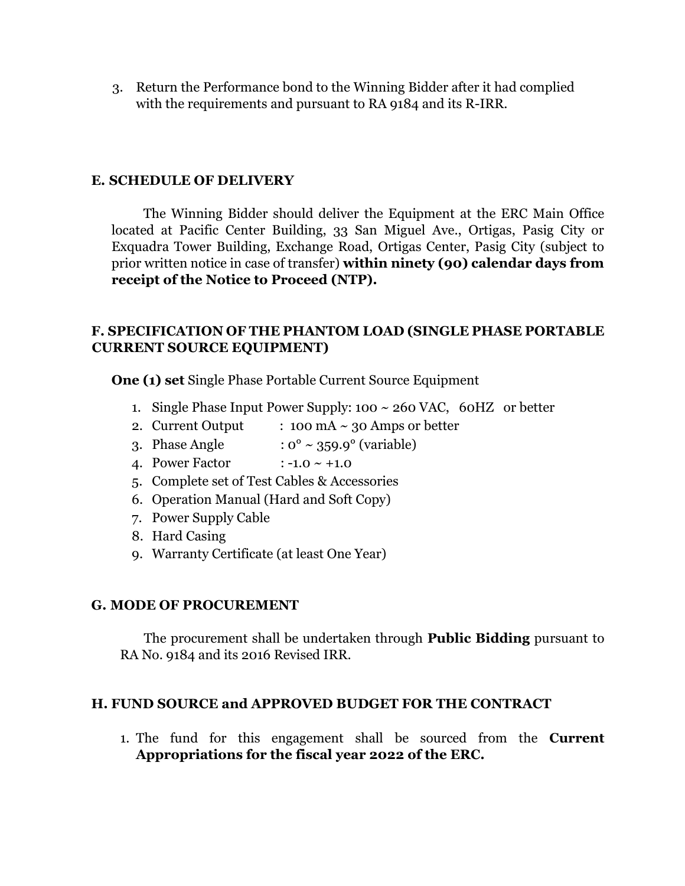3. Return the Performance bond to the Winning Bidder after it had complied with the requirements and pursuant to RA 9184 and its R-IRR.

## E. SCHEDULE OF DELIVERY

The Winning Bidder should deliver the Equipment at the ERC Main Office located at Pacific Center Building, 33 San Miguel Ave., Ortigas, Pasig City or Exquadra Tower Building, Exchange Road, Ortigas Center, Pasig City (subject to prior written notice in case of transfer) **within ninety (90) calendar days from receipt of the Notice to Proceed (NTP).**

## F. SPECIFICATION OF THE PHANTOM LOAD (SINGLE PHASE PORTABLE CURRENT SOURCE EQUIPMENT)

**One (1) set** Single Phase Portable Current Source Equipment

1. Single Phase Input Power Supply: 100 ~ 260 VAC, 60HZ or better
2. Current Output : 100 mA ~ 30 Amps or better
3. Phase Angle : 0° ~ 359.9° (variable)
4. Power Factor : -1.0 ~ +1.0
5. Complete set of Test Cables & Accessories
6. Operation Manual (Hard and Soft Copy)
7. Power Supply Cable
8. Hard Casing
9. Warranty Certificate (at least One Year)

## G. MODE OF PROCUREMENT

The procurement shall be undertaken through **Public Bidding** pursuant to RA No. 9184 and its 2016 Revised IRR.

## H. FUND SOURCE and APPROVED BUDGET FOR THE CONTRACT

1. The fund for this engagement shall be sourced from the **Current Appropriations for the fiscal year 2022 of the ERC.**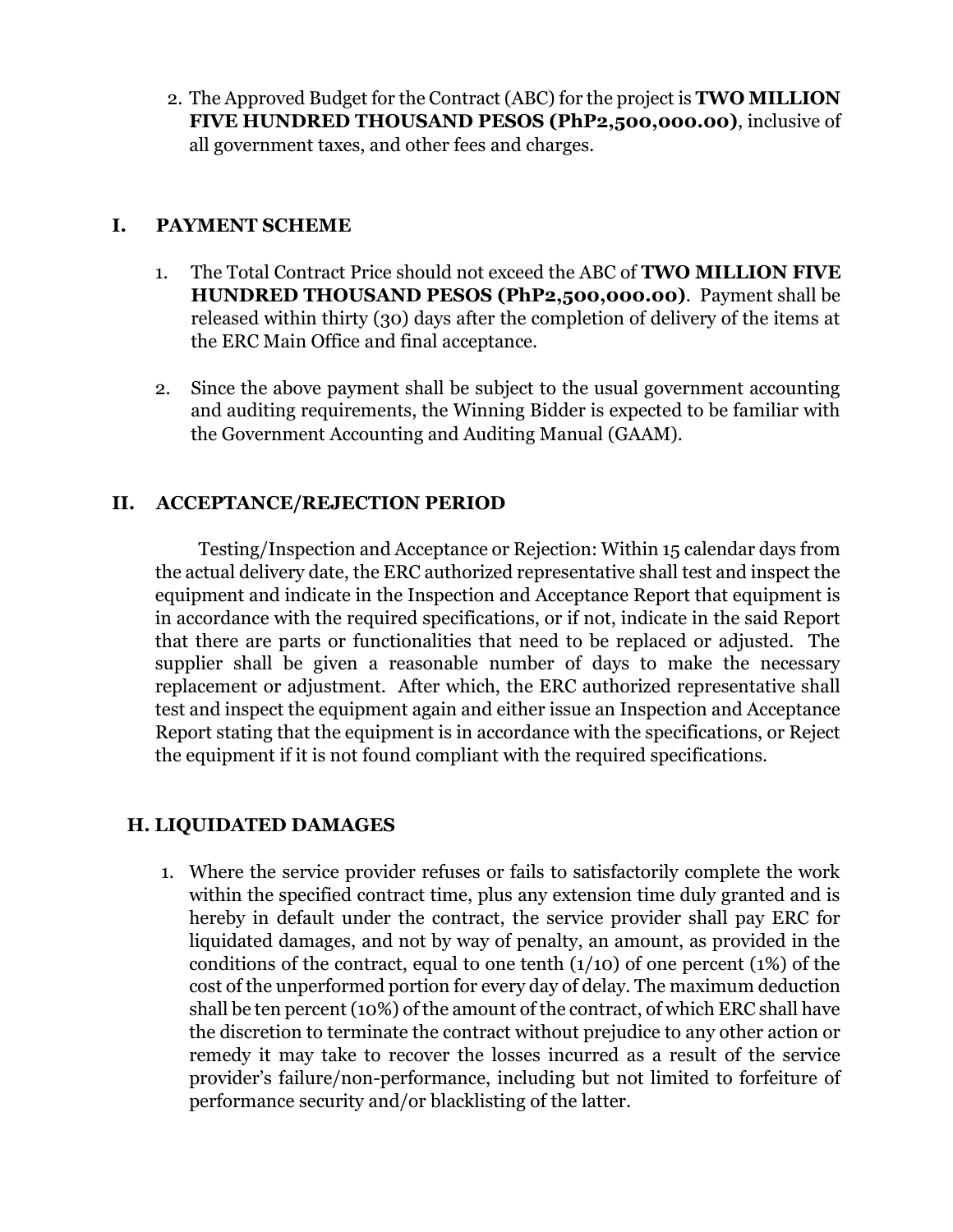2. The Approved Budget for the Contract (ABC) for the project is **TWO MILLION FIVE HUNDRED THOUSAND PESOS (PhP2,500,000.00)**, inclusive of all government taxes, and other fees and charges.

## I. PAYMENT SCHEME

1. The Total Contract Price should not exceed the ABC of **TWO MILLION FIVE HUNDRED THOUSAND PESOS (PhP2,500,000.00)**. Payment shall be released within thirty (30) days after the completion of delivery of the items at the ERC Main Office and final acceptance.

2. Since the above payment shall be subject to the usual government accounting and auditing requirements, the Winning Bidder is expected to be familiar with the Government Accounting and Auditing Manual (GAAM).

## II. ACCEPTANCE/REJECTION PERIOD

Testing/Inspection and Acceptance or Rejection: Within 15 calendar days from the actual delivery date, the ERC authorized representative shall test and inspect the equipment and indicate in the Inspection and Acceptance Report that equipment is in accordance with the required specifications, or if not, indicate in the said Report that there are parts or functionalities that need to be replaced or adjusted. The supplier shall be given a reasonable number of days to make the necessary replacement or adjustment. After which, the ERC authorized representative shall test and inspect the equipment again and either issue an Inspection and Acceptance Report stating that the equipment is in accordance with the specifications, or Reject the equipment if it is not found compliant with the required specifications.

## H. LIQUIDATED DAMAGES

1. Where the service provider refuses or fails to satisfactorily complete the work within the specified contract time, plus any extension time duly granted and is hereby in default under the contract, the service provider shall pay ERC for liquidated damages, and not by way of penalty, an amount, as provided in the conditions of the contract, equal to one tenth (1/10) of one percent (1%) of the cost of the unperformed portion for every day of delay. The maximum deduction shall be ten percent (10%) of the amount of the contract, of which ERC shall have the discretion to terminate the contract without prejudice to any other action or remedy it may take to recover the losses incurred as a result of the service provider's failure/non-performance, including but not limited to forfeiture of performance security and/or blacklisting of the latter.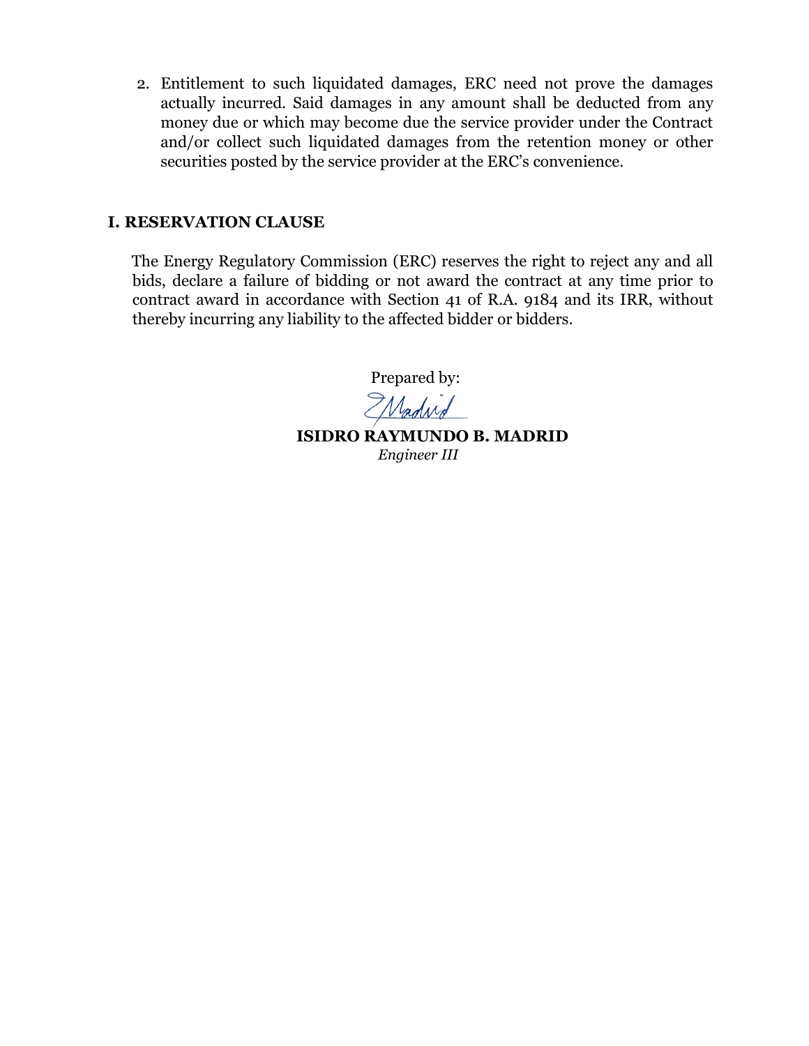2. Entitlement to such liquidated damages, ERC need not prove the damages actually incurred. Said damages in any amount shall be deducted from any money due or which may become due the service provider under the Contract and/or collect such liquidated damages from the retention money or other securities posted by the service provider at the ERC's convenience.

## I. RESERVATION CLAUSE

The Energy Regulatory Commission (ERC) reserves the right to reject any and all bids, declare a failure of bidding or not award the contract at any time prior to contract award in accordance with Section 41 of R.A. 9184 and its IRR, without thereby incurring any liability to the affected bidder or bidders.

Prepared by:

**ISIDRO RAYMUNDO B. MADRID**
*Engineer III*